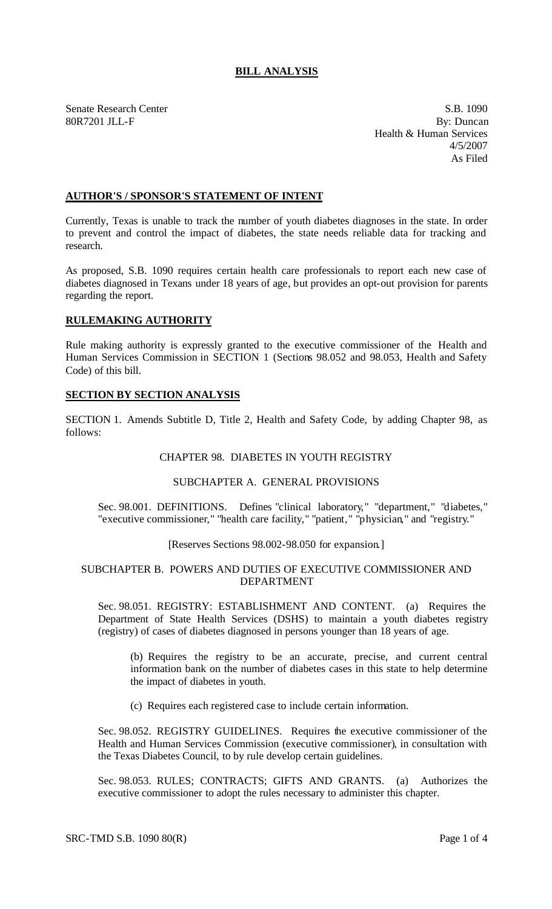# BILL ANALYSIS

Senate Research Center
80R7201 JLL-F

S.B. 1090
By: Duncan
Health & Human Services
4/5/2007
As Filed

## AUTHOR'S / SPONSOR'S STATEMENT OF INTENT

Currently, Texas is unable to track the number of youth diabetes diagnoses in the state. In order to prevent and control the impact of diabetes, the state needs reliable data for tracking and research.

As proposed, S.B. 1090 requires certain health care professionals to report each new case of diabetes diagnosed in Texans under 18 years of age, but provides an opt-out provision for parents regarding the report.

## RULEMAKING AUTHORITY

Rule making authority is expressly granted to the executive commissioner of the Health and Human Services Commission in SECTION 1 (Sections 98.052 and 98.053, Health and Safety Code) of this bill.

## SECTION BY SECTION ANALYSIS

SECTION 1. Amends Subtitle D, Title 2, Health and Safety Code, by adding Chapter 98, as follows:

CHAPTER 98. DIABETES IN YOUTH REGISTRY

SUBCHAPTER A. GENERAL PROVISIONS

Sec. 98.001. DEFINITIONS. Defines "clinical laboratory," "department," "diabetes," "executive commissioner," "health care facility," "patient," "physician," and "registry."

[Reserves Sections 98.002-98.050 for expansion.]

SUBCHAPTER B. POWERS AND DUTIES OF EXECUTIVE COMMISSIONER AND DEPARTMENT

Sec. 98.051. REGISTRY: ESTABLISHMENT AND CONTENT. (a) Requires the Department of State Health Services (DSHS) to maintain a youth diabetes registry (registry) of cases of diabetes diagnosed in persons younger than 18 years of age.

(b) Requires the registry to be an accurate, precise, and current central information bank on the number of diabetes cases in this state to help determine the impact of diabetes in youth.

(c) Requires each registered case to include certain information.

Sec. 98.052. REGISTRY GUIDELINES. Requires the executive commissioner of the Health and Human Services Commission (executive commissioner), in consultation with the Texas Diabetes Council, to by rule develop certain guidelines.

Sec. 98.053. RULES; CONTRACTS; GIFTS AND GRANTS. (a) Authorizes the executive commissioner to adopt the rules necessary to administer this chapter.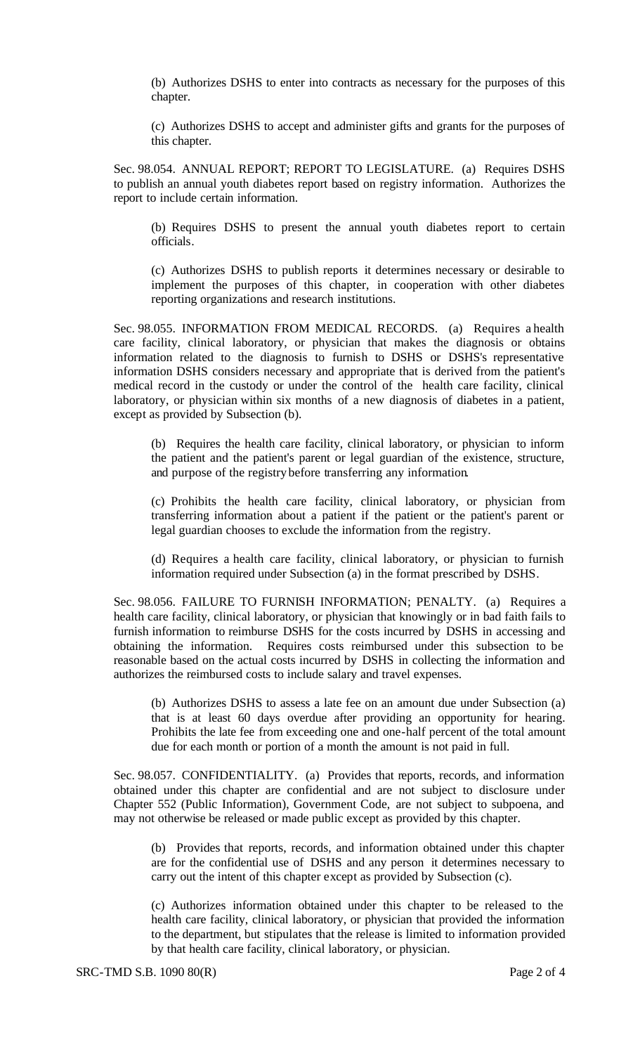(b) Authorizes DSHS to enter into contracts as necessary for the purposes of this chapter.

(c) Authorizes DSHS to accept and administer gifts and grants for the purposes of this chapter.

Sec. 98.054. ANNUAL REPORT; REPORT TO LEGISLATURE. (a) Requires DSHS to publish an annual youth diabetes report based on registry information. Authorizes the report to include certain information.

(b) Requires DSHS to present the annual youth diabetes report to certain officials.

(c) Authorizes DSHS to publish reports it determines necessary or desirable to implement the purposes of this chapter, in cooperation with other diabetes reporting organizations and research institutions.

Sec. 98.055. INFORMATION FROM MEDICAL RECORDS. (a) Requires a health care facility, clinical laboratory, or physician that makes the diagnosis or obtains information related to the diagnosis to furnish to DSHS or DSHS's representative information DSHS considers necessary and appropriate that is derived from the patient's medical record in the custody or under the control of the health care facility, clinical laboratory, or physician within six months of a new diagnosis of diabetes in a patient, except as provided by Subsection (b).

(b) Requires the health care facility, clinical laboratory, or physician to inform the patient and the patient's parent or legal guardian of the existence, structure, and purpose of the registry before transferring any information.

(c) Prohibits the health care facility, clinical laboratory, or physician from transferring information about a patient if the patient or the patient's parent or legal guardian chooses to exclude the information from the registry.

(d) Requires a health care facility, clinical laboratory, or physician to furnish information required under Subsection (a) in the format prescribed by DSHS.

Sec. 98.056. FAILURE TO FURNISH INFORMATION; PENALTY. (a) Requires a health care facility, clinical laboratory, or physician that knowingly or in bad faith fails to furnish information to reimburse DSHS for the costs incurred by DSHS in accessing and obtaining the information. Requires costs reimbursed under this subsection to be reasonable based on the actual costs incurred by DSHS in collecting the information and authorizes the reimbursed costs to include salary and travel expenses.

(b) Authorizes DSHS to assess a late fee on an amount due under Subsection (a) that is at least 60 days overdue after providing an opportunity for hearing. Prohibits the late fee from exceeding one and one-half percent of the total amount due for each month or portion of a month the amount is not paid in full.

Sec. 98.057. CONFIDENTIALITY. (a) Provides that reports, records, and information obtained under this chapter are confidential and are not subject to disclosure under Chapter 552 (Public Information), Government Code, are not subject to subpoena, and may not otherwise be released or made public except as provided by this chapter.

(b) Provides that reports, records, and information obtained under this chapter are for the confidential use of DSHS and any person it determines necessary to carry out the intent of this chapter except as provided by Subsection (c).

(c) Authorizes information obtained under this chapter to be released to the health care facility, clinical laboratory, or physician that provided the information to the department, but stipulates that the release is limited to information provided by that health care facility, clinical laboratory, or physician.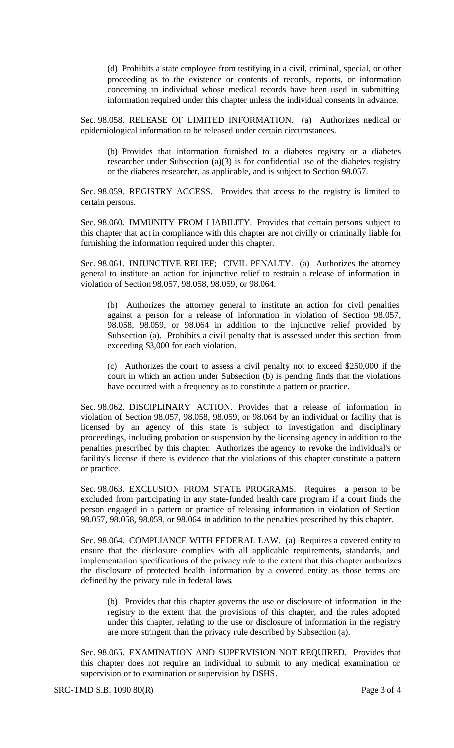(d) Prohibits a state employee from testifying in a civil, criminal, special, or other proceeding as to the existence or contents of records, reports, or information concerning an individual whose medical records have been used in submitting information required under this chapter unless the individual consents in advance.

Sec. 98.058. RELEASE OF LIMITED INFORMATION. (a) Authorizes medical or epidemiological information to be released under certain circumstances.

(b) Provides that information furnished to a diabetes registry or a diabetes researcher under Subsection (a)(3) is for confidential use of the diabetes registry or the diabetes researcher, as applicable, and is subject to Section 98.057.

Sec. 98.059. REGISTRY ACCESS. Provides that access to the registry is limited to certain persons.

Sec. 98.060. IMMUNITY FROM LIABILITY. Provides that certain persons subject to this chapter that act in compliance with this chapter are not civilly or criminally liable for furnishing the information required under this chapter.

Sec. 98.061. INJUNCTIVE RELIEF; CIVIL PENALTY. (a) Authorizes the attorney general to institute an action for injunctive relief to restrain a release of information in violation of Section 98.057, 98.058, 98.059, or 98.064.

(b) Authorizes the attorney general to institute an action for civil penalties against a person for a release of information in violation of Section 98.057, 98.058, 98.059, or 98.064 in addition to the injunctive relief provided by Subsection (a). Prohibits a civil penalty that is assessed under this section from exceeding $3,000 for each violation.

(c) Authorizes the court to assess a civil penalty not to exceed $250,000 if the court in which an action under Subsection (b) is pending finds that the violations have occurred with a frequency as to constitute a pattern or practice.

Sec. 98.062. DISCIPLINARY ACTION. Provides that a release of information in violation of Section 98.057, 98.058, 98.059, or 98.064 by an individual or facility that is licensed by an agency of this state is subject to investigation and disciplinary proceedings, including probation or suspension by the licensing agency in addition to the penalties prescribed by this chapter. Authorizes the agency to revoke the individual's or facility's license if there is evidence that the violations of this chapter constitute a pattern or practice.

Sec. 98.063. EXCLUSION FROM STATE PROGRAMS. Requires a person to be excluded from participating in any state-funded health care program if a court finds the person engaged in a pattern or practice of releasing information in violation of Section 98.057, 98.058, 98.059, or 98.064 in addition to the penalties prescribed by this chapter.

Sec. 98.064. COMPLIANCE WITH FEDERAL LAW. (a) Requires a covered entity to ensure that the disclosure complies with all applicable requirements, standards, and implementation specifications of the privacy rule to the extent that this chapter authorizes the disclosure of protected health information by a covered entity as those terms are defined by the privacy rule in federal laws.

(b) Provides that this chapter governs the use or disclosure of information in the registry to the extent that the provisions of this chapter, and the rules adopted under this chapter, relating to the use or disclosure of information in the registry are more stringent than the privacy rule described by Subsection (a).

Sec. 98.065. EXAMINATION AND SUPERVISION NOT REQUIRED. Provides that this chapter does not require an individual to submit to any medical examination or supervision or to examination or supervision by DSHS.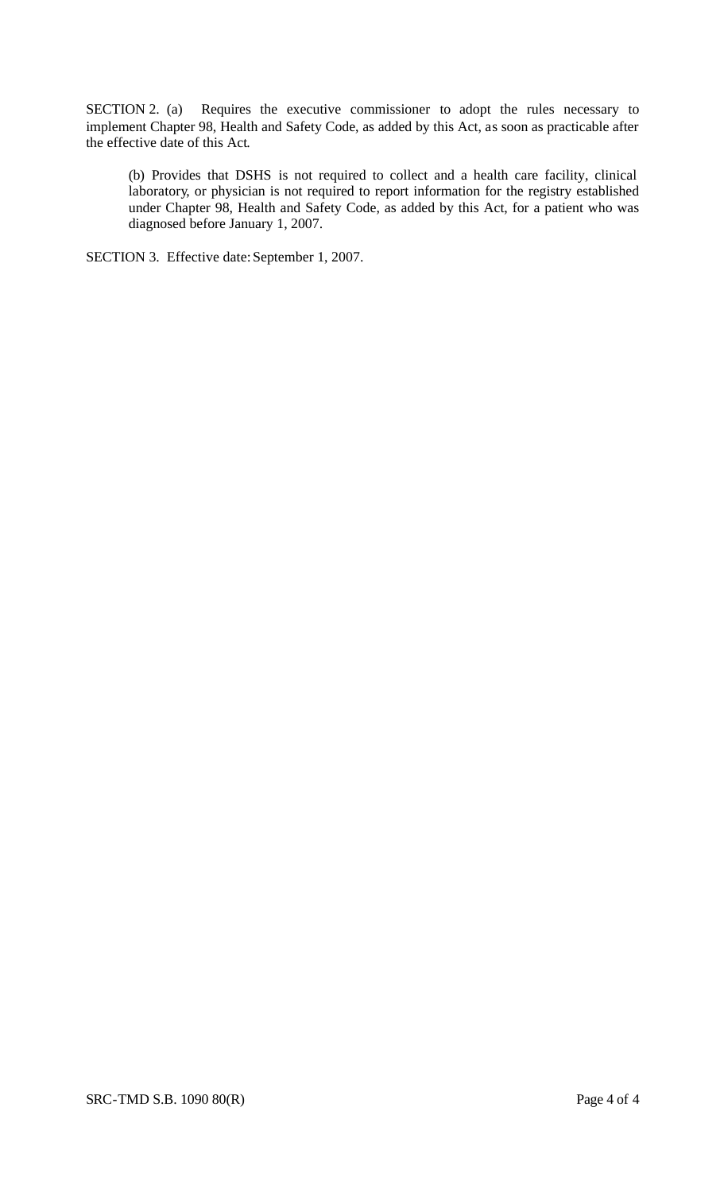SECTION 2. (a) Requires the executive commissioner to adopt the rules necessary to implement Chapter 98, Health and Safety Code, as added by this Act, as soon as practicable after the effective date of this Act.

> (b) Provides that DSHS is not required to collect and a health care facility, clinical laboratory, or physician is not required to report information for the registry established under Chapter 98, Health and Safety Code, as added by this Act, for a patient who was diagnosed before January 1, 2007.

SECTION 3. Effective date: September 1, 2007.